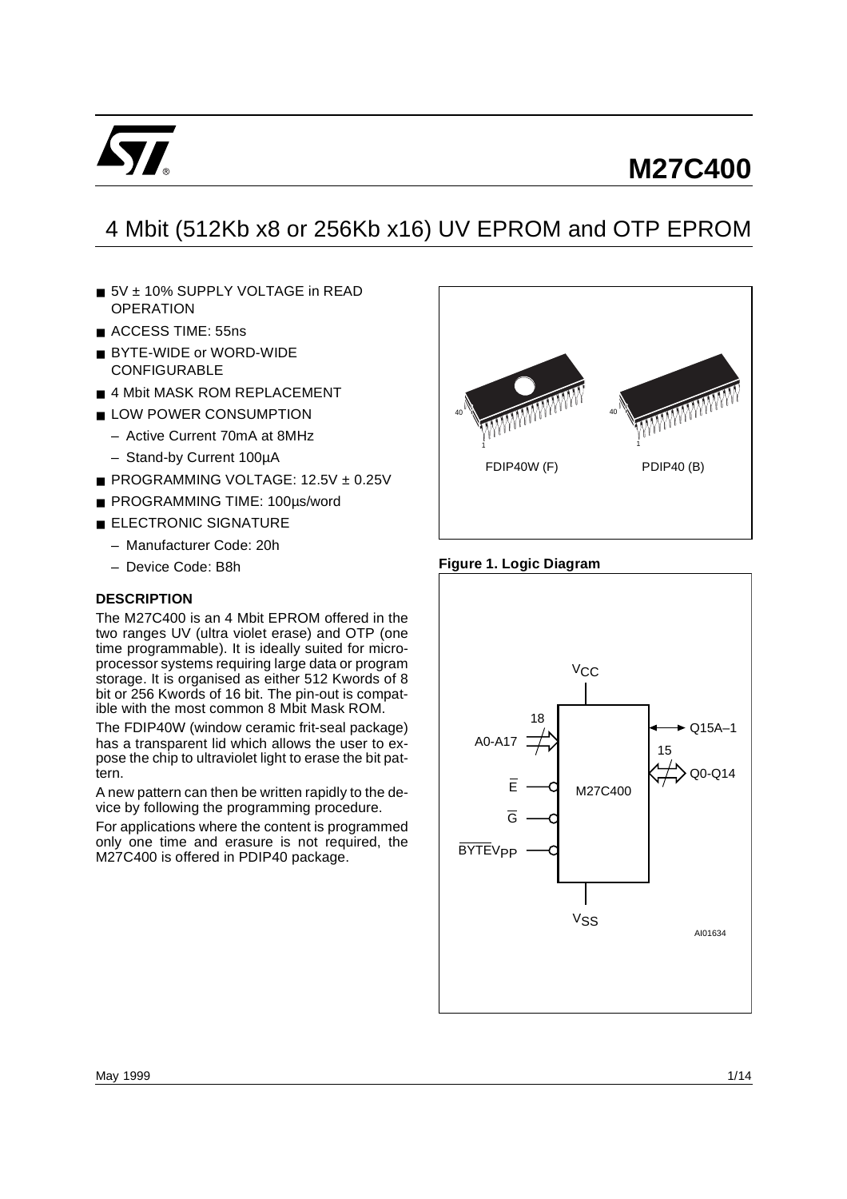# M27C400

## 4 Mbit (512Kb x8 or 256Kb x16) UV EPROM and OTP EPROM

- 5V ± 10% SUPPLY VOLTAGE in READ OPERATION
- ACCESS TIME: 55ns
- BYTE-WIDE or WORD-WIDE CONFIGURABLE
- 4 Mbit MASK ROM REPLACEMENT
- LOW POWER CONSUMPTION
  - Active Current 70mA at 8MHz
  - Stand-by Current 100µA
- PROGRAMMING VOLTAGE: 12.5V ± 0.25V
- PROGRAMMING TIME: 100µs/word
- ELECTRONIC SIGNATURE
  - Manufacturer Code: 20h
  - Device Code: B8h

FDIP40W (F) PDIP40 (B)

### DESCRIPTION

The M27C400 is an 4 Mbit EPROM offered in the two ranges UV (ultra violet erase) and OTP (one time programmable). It is ideally suited for microprocessor systems requiring large data or program storage. It is organised as either 512 Kwords of 8 bit or 256 Kwords of 16 bit. The pin-out is compatible with the most common 8 Mbit Mask ROM.

The FDIP40W (window ceramic frit-seal package) has a transparent lid which allows the user to expose the chip to ultraviolet light to erase the bit pattern.

A new pattern can then be written rapidly to the device by following the programming procedure.

For applications where the content is programmed only one time and erasure is not required, the M27C400 is offered in PDIP40 package.

**Figure 1. Logic Diagram**

$V_{CC}$, A0-A17 (18), $\overline{E}$, $\overline{G}$, $\overline{BYTE}V_{PP}$, M27C400, Q15A–1, Q0-Q14 (15), $V_{SS}$

AI01634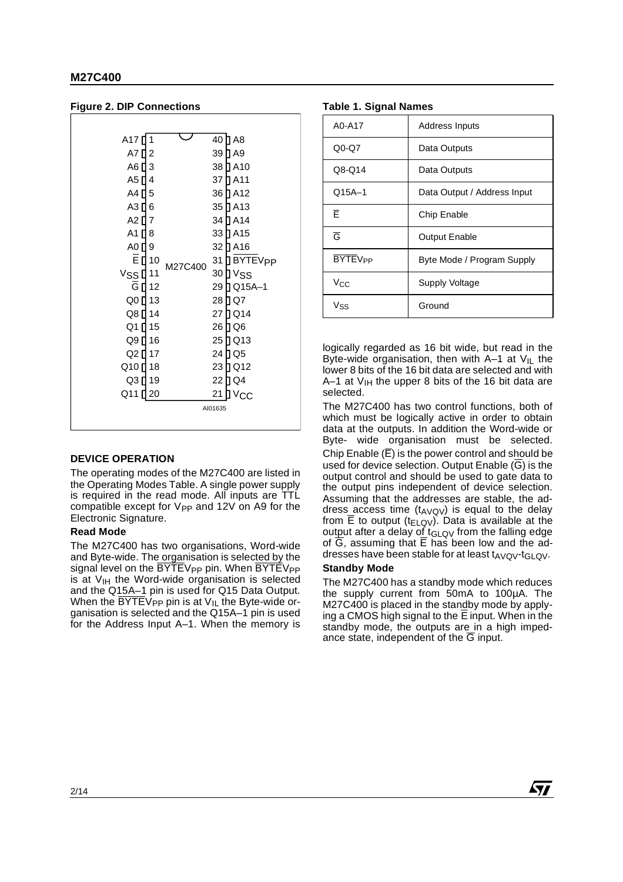**Figure 2. DIP Connections**

| Signal | Pin | | Pin | Signal |
|---|---|---|---|---|
| A17 | 1 | | 40 | A8 |
| A7 | 2 | | 39 | A9 |
| A6 | 3 | | 38 | A10 |
| A5 | 4 | | 37 | A11 |
| A4 | 5 | | 36 | A12 |
| A3 | 6 | | 35 | A13 |
| A2 | 7 | | 34 | A14 |
| A1 | 8 | | 33 | A15 |
| A0 | 9 | | 32 | A16 |
| $\overline{E}$ | 10 | M27C400 | 31 | $\overline{BYTE}V_{PP}$ |
| $V_{SS}$ | 11 | | 30 | $V_{SS}$ |
| $\overline{G}$ | 12 | | 29 | Q15A–1 |
| Q0 | 13 | | 28 | Q7 |
| Q8 | 14 | | 27 | Q14 |
| Q1 | 15 | | 26 | Q6 |
| Q9 | 16 | | 25 | Q13 |
| Q2 | 17 | | 24 | Q5 |
| Q10 | 18 | | 23 | Q12 |
| Q3 | 19 | | 22 | Q4 |
| Q11 | 20 | | 21 | $V_{CC}$ |

AI01635

**Table 1. Signal Names**

| | |
|---|---|
| A0-A17 | Address Inputs |
| Q0-Q7 | Data Outputs |
| Q8-Q14 | Data Outputs |
| Q15A–1 | Data Output / Address Input |
| $\overline{E}$ | Chip Enable |
| $\overline{G}$ | Output Enable |
| $\overline{BYTE}V_{PP}$ | Byte Mode / Program Supply |
| $V_{CC}$ | Supply Voltage |
| $V_{SS}$ | Ground |

## DEVICE OPERATION

The operating modes of the M27C400 are listed in the Operating Modes Table. A single power supply is required in the read mode. All inputs are TTL compatible except for $V_{PP}$ and 12V on A9 for the Electronic Signature.

### Read Mode

The M27C400 has two organisations, Word-wide and Byte-wide. The organisation is selected by the signal level on the $\overline{BYTE}V_{PP}$ pin. When $\overline{BYTE}V_{PP}$ is at $V_{IH}$ the Word-wide organisation is selected and the Q15A–1 pin is used for Q15 Data Output. When the $\overline{BYTE}V_{PP}$ pin is at $V_{IL}$ the Byte-wide organisation is selected and the Q15A–1 pin is used for the Address Input A–1. When the memory is logically regarded as 16 bit wide, but read in the Byte-wide organisation, then with A–1 at $V_{IL}$ the lower 8 bits of the 16 bit data are selected and with A–1 at $V_{IH}$ the upper 8 bits of the 16 bit data are selected.

The M27C400 has two control functions, both of which must be logically active in order to obtain data at the outputs. In addition the Word-wide or Byte- wide organisation must be selected. Chip Enable ($\overline{E}$) is the power control and should be used for device selection. Output Enable ($\overline{G}$) is the output control and should be used to gate data to the output pins independent of device selection. Assuming that the addresses are stable, the address access time ($t_{AVQV}$) is equal to the delay from $\overline{E}$ to output ($t_{ELQV}$). Data is available at the output after a delay of $t_{GLQV}$ from the falling edge of $\overline{G}$, assuming that $\overline{E}$ has been low and the addresses have been stable for at least $t_{AVQV}$-$t_{GLQV}$.

### Standby Mode

The M27C400 has a standby mode which reduces the supply current from 50mA to 100µA. The M27C400 is placed in the standby mode by applying a CMOS high signal to the $\overline{E}$ input. When in the standby mode, the outputs are in a high impedance state, independent of the $\overline{G}$ input.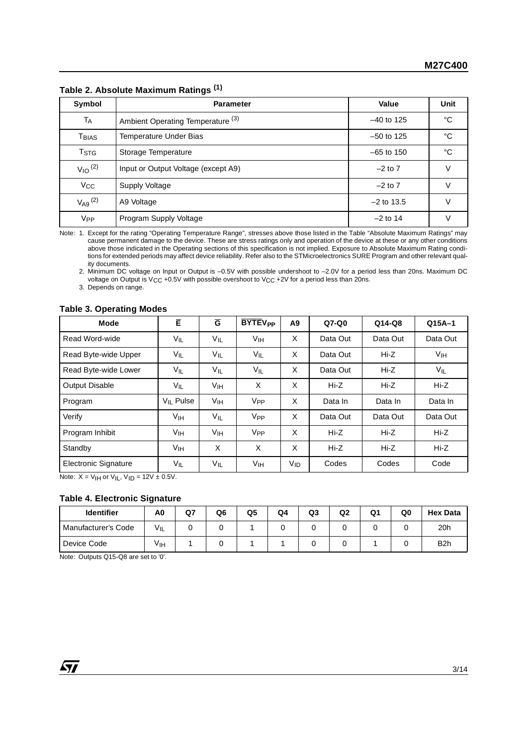**Table 2. Absolute Maximum Ratings [1]**

| Symbol | Parameter | Value | Unit |
|---|---|---|---|
| $T_A$ | Ambient Operating Temperature [3] | –40 to 125 | °C |
| $T_{BIAS}$ | Temperature Under Bias | –50 to 125 | °C |
| $T_{STG}$ | Storage Temperature | –65 to 150 | °C |
| $V_{IO}$ [2] | Input or Output Voltage (except A9) | –2 to 7 | V |
| $V_{CC}$ | Supply Voltage | –2 to 7 | V |
| $V_{A9}$ [2] | A9 Voltage | –2 to 13.5 | V |
| $V_{PP}$ | Program Supply Voltage | –2 to 14 | V |

Note: 1. Except for the rating "Operating Temperature Range", stresses above those listed in the Table "Absolute Maximum Ratings" may cause permanent damage to the device. These are stress ratings only and operation of the device at these or any other conditions above those indicated in the Operating sections of this specification is not implied. Exposure to Absolute Maximum Rating conditions for extended periods may affect device reliability. Refer also to the STMicroelectronics SURE Program and other relevant quality documents.

2. Minimum DC voltage on Input or Output is –0.5V with possible undershoot to –2.0V for a period less than 20ns. Maximum DC voltage on Output is $V_{CC}$ +0.5V with possible overshoot to $V_{CC}$ +2V for a period less than 20ns.

3. Depends on range.

**Table 3. Operating Modes**

| Mode | $\overline{E}$ | $\overline{G}$ | $\overline{BYTE}V_{PP}$ | A9 | Q7-Q0 | Q14-Q8 | Q15A–1 |
|---|---|---|---|---|---|---|---|
| Read Word-wide | $V_{IL}$ | $V_{IL}$ | $V_{IH}$ | X | Data Out | Data Out | Data Out |
| Read Byte-wide Upper | $V_{IL}$ | $V_{IL}$ | $V_{IL}$ | X | Data Out | Hi-Z | $V_{IH}$ |
| Read Byte-wide Lower | $V_{IL}$ | $V_{IL}$ | $V_{IL}$ | X | Data Out | Hi-Z | $V_{IL}$ |
| Output Disable | $V_{IL}$ | $V_{IH}$ | X | X | Hi-Z | Hi-Z | Hi-Z |
| Program | $V_{IL}$ Pulse | $V_{IH}$ | $V_{PP}$ | X | Data In | Data In | Data In |
| Verify | $V_{IH}$ | $V_{IL}$ | $V_{PP}$ | X | Data Out | Data Out | Data Out |
| Program Inhibit | $V_{IH}$ | $V_{IH}$ | $V_{PP}$ | X | Hi-Z | Hi-Z | Hi-Z |
| Standby | $V_{IH}$ | X | X | X | Hi-Z | Hi-Z | Hi-Z |
| Electronic Signature | $V_{IL}$ | $V_{IL}$ | $V_{IH}$ | $V_{ID}$ | Codes | Codes | Code |

Note: X = $V_{IH}$ or $V_{IL}$, $V_{ID}$ = 12V ± 0.5V.

**Table 4. Electronic Signature**

| Identifier | A0 | Q7 | Q6 | Q5 | Q4 | Q3 | Q2 | Q1 | Q0 | Hex Data |
|---|---|---|---|---|---|---|---|---|---|---|
| Manufacturer's Code | $V_{IL}$ | 0 | 0 | 1 | 0 | 0 | 0 | 0 | 0 | 20h |
| Device Code | $V_{IH}$ | 1 | 0 | 1 | 1 | 0 | 0 | 1 | 0 | B2h |

Note: Outputs Q15-Q8 are set to '0'.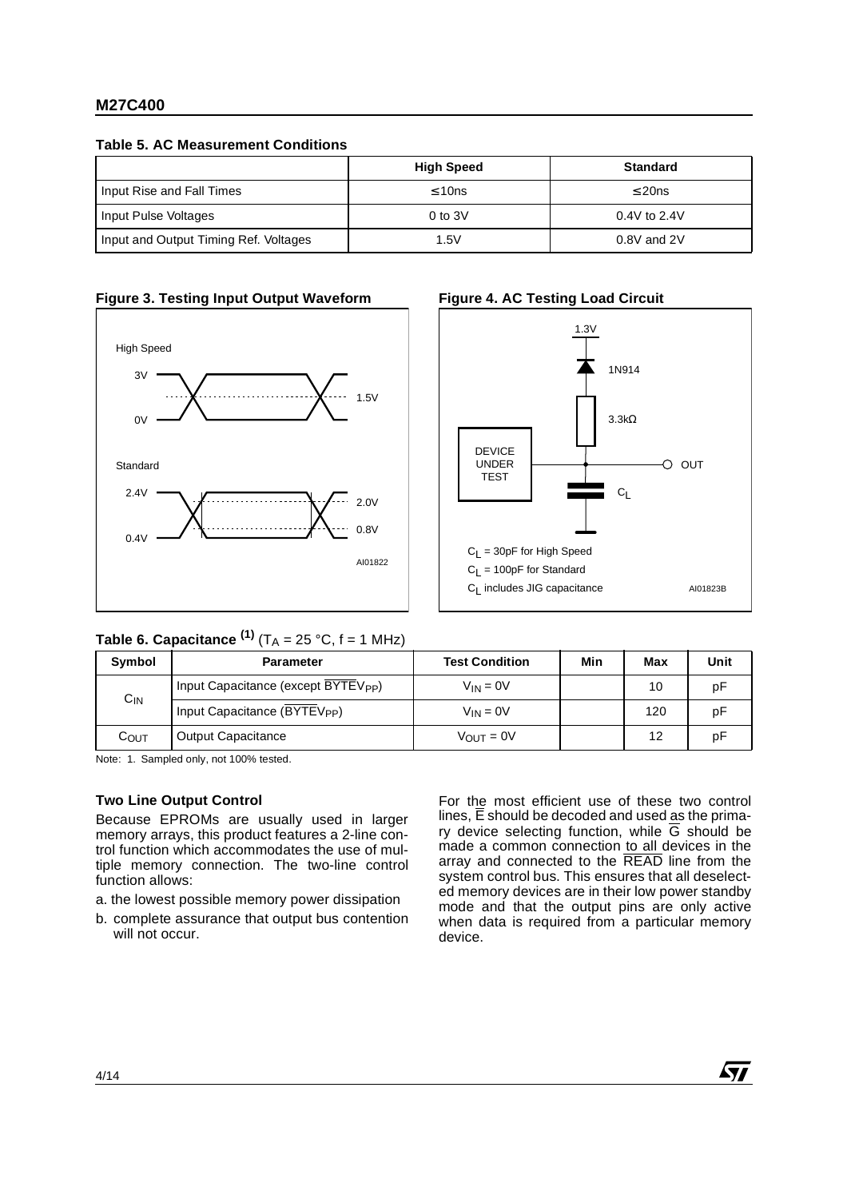**Table 5. AC Measurement Conditions**

| | High Speed | Standard |
|---|---|---|
| Input Rise and Fall Times | ≤ 10ns | ≤ 20ns |
| Input Pulse Voltages | 0 to 3V | 0.4V to 2.4V |
| Input and Output Timing Ref. Voltages | 1.5V | 0.8V and 2V |

**Figure 3. Testing Input Output Waveform**

**Figure 4. AC Testing Load Circuit**

**Table 6. Capacitance** [(1)] ($T_A$ = 25 °C, f = 1 MHz)

| Symbol | Parameter | Test Condition | Min | Max | Unit |
|---|---|---|---|---|---|
| $C_{IN}$ | Input Capacitance (except $\overline{BYTE}V_{PP}$) | $V_{IN}$ = 0V | | 10 | pF |
| | Input Capacitance ($\overline{BYTE}V_{PP}$) | $V_{IN}$ = 0V | | 120 | pF |
| $C_{OUT}$ | Output Capacitance | $V_{OUT}$ = 0V | | 12 | pF |

Note: 1. Sampled only, not 100% tested.

**Two Line Output Control**

Because EPROMs are usually used in larger memory arrays, this product features a 2-line control function which accommodates the use of multiple memory connection. The two-line control function allows:

a. the lowest possible memory power dissipation

b. complete assurance that output bus contention will not occur.

For the most efficient use of these two control lines, $\overline{E}$ should be decoded and used as the primary device selecting function, while $\overline{G}$ should be made a common connection to all devices in the array and connected to the $\overline{READ}$ line from the system control bus. This ensures that all deselected memory devices are in their low power standby mode and that the output pins are only active when data is required from a particular memory device.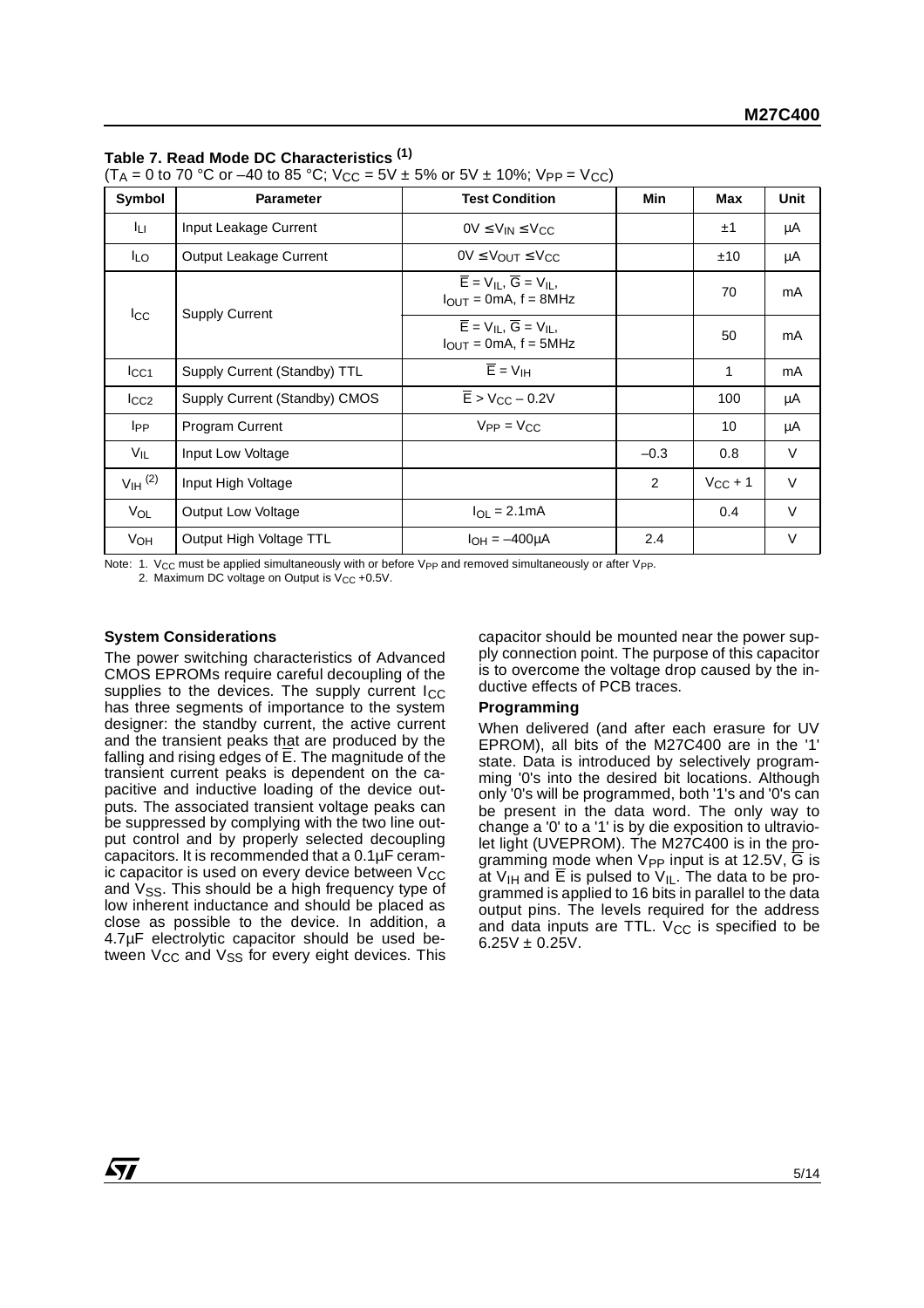**Table 7. Read Mode DC Characteristics** [1]

($T_A$ = 0 to 70 °C or –40 to 85 °C; $V_{CC}$ = 5V ± 5% or 5V ± 10%; $V_{PP}$ = $V_{CC}$)

| Symbol | Parameter | Test Condition | Min | Max | Unit |
|---|---|---|---|---|---|
| $I_{LI}$ | Input Leakage Current | $0V \le V_{IN} \le V_{CC}$ | | ±1 | µA |
| $I_{LO}$ | Output Leakage Current | $0V \le V_{OUT} \le V_{CC}$ | | ±10 | µA |
| $I_{CC}$ | Supply Current | $\overline{E} = V_{IL}$, $\overline{G} = V_{IL}$, $I_{OUT}$ = 0mA, f = 8MHz | | 70 | mA |
| | | $\overline{E} = V_{IL}$, $\overline{G} = V_{IL}$, $I_{OUT}$ = 0mA, f = 5MHz | | 50 | mA |
| $I_{CC1}$ | Supply Current (Standby) TTL | $\overline{E} = V_{IH}$ | | 1 | mA |
| $I_{CC2}$ | Supply Current (Standby) CMOS | $\overline{E} > V_{CC} - 0.2V$ | | 100 | µA |
| $I_{PP}$ | Program Current | $V_{PP} = V_{CC}$ | | 10 | µA |
| $V_{IL}$ | Input Low Voltage | | –0.3 | 0.8 | V |
| $V_{IH}$ [2] | Input High Voltage | | 2 | $V_{CC}$ + 1 | V |
| $V_{OL}$ | Output Low Voltage | $I_{OL}$ = 2.1mA | | 0.4 | V |
| $V_{OH}$ | Output High Voltage TTL | $I_{OH}$ = –400µA | 2.4 | | V |

Note: 1. $V_{CC}$ must be applied simultaneously with or before $V_{PP}$ and removed simultaneously or after $V_{PP}$.
2. Maximum DC voltage on Output is $V_{CC}$ +0.5V.

**System Considerations**

The power switching characteristics of Advanced CMOS EPROMs require careful decoupling of the supplies to the devices. The supply current $I_{CC}$ has three segments of importance to the system designer: the standby current, the active current and the transient peaks that are produced by the falling and rising edges of $\overline{E}$. The magnitude of the transient current peaks is dependent on the capacitive and inductive loading of the device outputs. The associated transient voltage peaks can be suppressed by complying with the two line output control and by properly selected decoupling capacitors. It is recommended that a 0.1µF ceramic capacitor is used on every device between $V_{CC}$ and $V_{SS}$. This should be a high frequency type of low inherent inductance and should be placed as close as possible to the device. In addition, a 4.7µF electrolytic capacitor should be used between $V_{CC}$ and $V_{SS}$ for every eight devices. This capacitor should be mounted near the power supply connection point. The purpose of this capacitor is to overcome the voltage drop caused by the inductive effects of PCB traces.

**Programming**

When delivered (and after each erasure for UV EPROM), all bits of the M27C400 are in the '1' state. Data is introduced by selectively programming '0's into the desired bit locations. Although only '0's will be programmed, both '1's and '0's can be present in the data word. The only way to change a '0' to a '1' is by die exposition to ultraviolet light (UVEPROM). The M27C400 is in the programming mode when $V_{PP}$ input is at 12.5V, $\overline{G}$ is at $V_{IH}$ and $\overline{E}$ is pulsed to $V_{IL}$. The data to be programmed is applied to 16 bits in parallel to the data output pins. The levels required for the address and data inputs are TTL. $V_{CC}$ is specified to be 6.25V ± 0.25V.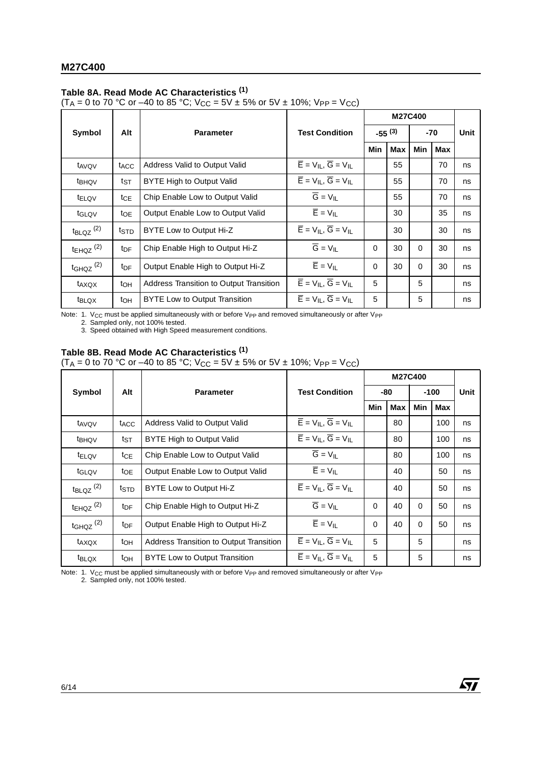### Table 8A. Read Mode AC Characteristics (1)

($T_A$ = 0 to 70 °C or –40 to 85 °C; $V_{CC}$ = 5V ± 5% or 5V ± 10%; $V_{PP}$ = $V_{CC}$)

| Symbol | Alt | Parameter | Test Condition | M27C400 | | | | Unit |
|---|---|---|---|---|---|---|---|---|
| | | | | -55 (3) | | -70 | | |
| | | | | Min | Max | Min | Max | |
| $t_{AVQV}$ | $t_{ACC}$ | Address Valid to Output Valid | $\overline{E} = V_{IL}$, $\overline{G} = V_{IL}$ | | 55 | | 70 | ns |
| $t_{BHQV}$ | $t_{ST}$ | BYTE High to Output Valid | $\overline{E} = V_{IL}$, $\overline{G} = V_{IL}$ | | 55 | | 70 | ns |
| $t_{ELQV}$ | $t_{CE}$ | Chip Enable Low to Output Valid | $\overline{G} = V_{IL}$ | | 55 | | 70 | ns |
| $t_{GLQV}$ | $t_{OE}$ | Output Enable Low to Output Valid | $\overline{E} = V_{IL}$ | | 30 | | 35 | ns |
| $t_{BLQZ}$ (2) | $t_{STD}$ | BYTE Low to Output Hi-Z | $\overline{E} = V_{IL}$, $\overline{G} = V_{IL}$ | | 30 | | 30 | ns |
| $t_{EHQZ}$ (2) | $t_{DF}$ | Chip Enable High to Output Hi-Z | $\overline{G} = V_{IL}$ | 0 | 30 | 0 | 30 | ns |
| $t_{GHQZ}$ (2) | $t_{DF}$ | Output Enable High to Output Hi-Z | $\overline{E} = V_{IL}$ | 0 | 30 | 0 | 30 | ns |
| $t_{AXQX}$ | $t_{OH}$ | Address Transition to Output Transition | $\overline{E} = V_{IL}$, $\overline{G} = V_{IL}$ | 5 | | 5 | | ns |
| $t_{BLQX}$ | $t_{OH}$ | BYTE Low to Output Transition | $\overline{E} = V_{IL}$, $\overline{G} = V_{IL}$ | 5 | | 5 | | ns |

Note: 1. $V_{CC}$ must be applied simultaneously with or before $V_{PP}$ and removed simultaneously or after $V_{PP}$
2. Sampled only, not 100% tested.
3. Speed obtained with High Speed measurement conditions.

### Table 8B. Read Mode AC Characteristics (1)

($T_A$ = 0 to 70 °C or –40 to 85 °C; $V_{CC}$ = 5V ± 5% or 5V ± 10%; $V_{PP}$ = $V_{CC}$)

| Symbol | Alt | Parameter | Test Condition | M27C400 | | | | Unit |
|---|---|---|---|---|---|---|---|---|
| | | | | -80 | | -100 | | |
| | | | | Min | Max | Min | Max | |
| $t_{AVQV}$ | $t_{ACC}$ | Address Valid to Output Valid | $\overline{E} = V_{IL}$, $\overline{G} = V_{IL}$ | | 80 | | 100 | ns |
| $t_{BHQV}$ | $t_{ST}$ | BYTE High to Output Valid | $\overline{E} = V_{IL}$, $\overline{G} = V_{IL}$ | | 80 | | 100 | ns |
| $t_{ELQV}$ | $t_{CE}$ | Chip Enable Low to Output Valid | $\overline{G} = V_{IL}$ | | 80 | | 100 | ns |
| $t_{GLQV}$ | $t_{OE}$ | Output Enable Low to Output Valid | $\overline{E} = V_{IL}$ | | 40 | | 50 | ns |
| $t_{BLQZ}$ (2) | $t_{STD}$ | BYTE Low to Output Hi-Z | $\overline{E} = V_{IL}$, $\overline{G} = V_{IL}$ | | 40 | | 50 | ns |
| $t_{EHQZ}$ (2) | $t_{DF}$ | Chip Enable High to Output Hi-Z | $\overline{G} = V_{IL}$ | 0 | 40 | 0 | 50 | ns |
| $t_{GHQZ}$ (2) | $t_{DF}$ | Output Enable High to Output Hi-Z | $\overline{E} = V_{IL}$ | 0 | 40 | 0 | 50 | ns |
| $t_{AXQX}$ | $t_{OH}$ | Address Transition to Output Transition | $\overline{E} = V_{IL}$, $\overline{G} = V_{IL}$ | 5 | | 5 | | ns |
| $t_{BLQX}$ | $t_{OH}$ | BYTE Low to Output Transition | $\overline{E} = V_{IL}$, $\overline{G} = V_{IL}$ | 5 | | 5 | | ns |

Note: 1. $V_{CC}$ must be applied simultaneously with or before $V_{PP}$ and removed simultaneously or after $V_{PP}$
2. Sampled only, not 100% tested.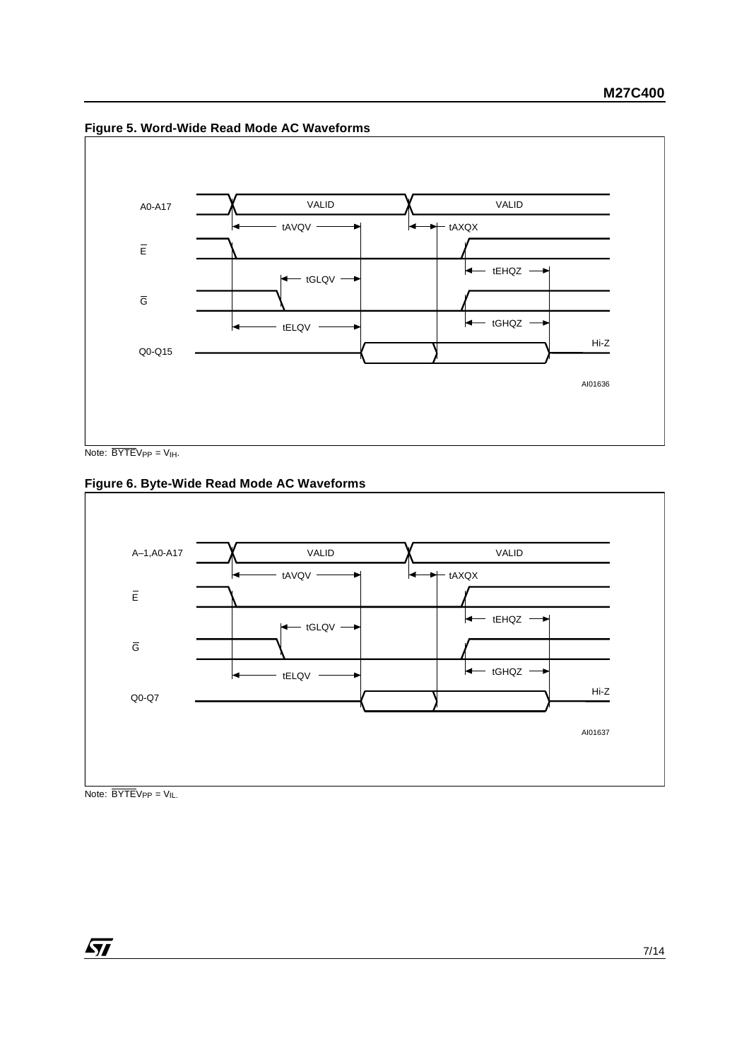**Figure 5. Word-Wide Read Mode AC Waveforms**

Note: $\overline{BYTE}V_{PP} = V_{IH}$.

**Figure 6. Byte-Wide Read Mode AC Waveforms**

Note: $\overline{BYTE}V_{PP} = V_{IL}$.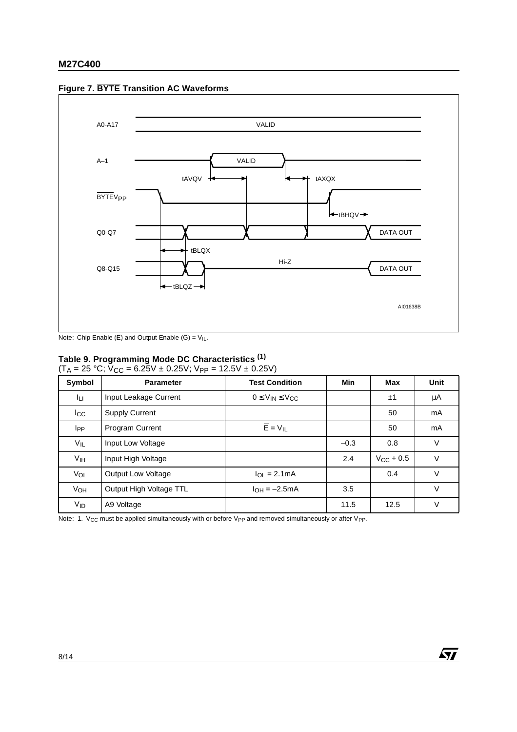**Figure 7. $\overline{BYTE}$ Transition AC Waveforms**

A0-A17 VALID

A–1 VALID

tAVQV tAXQX

$\overline{BYTE}V_{PP}$

tBHQV

Q0-Q7 DATA OUT

tBLQX

Hi-Z

Q8-Q15 DATA OUT

tBLQZ

AI01638B

Note: Chip Enable ($\overline{E}$) and Output Enable ($\overline{G}$) = $V_{IL}$.

**Table 9. Programming Mode DC Characteristics (1)**
($T_A$ = 25 °C; $V_{CC}$ = 6.25V ± 0.25V; $V_{PP}$ = 12.5V ± 0.25V)

| Symbol | Parameter | Test Condition | Min | Max | Unit |
|---|---|---|---|---|---|
| $I_{LI}$ | Input Leakage Current | $0 \le V_{IN} \le V_{CC}$ | | ±1 | µA |
| $I_{CC}$ | Supply Current | | | 50 | mA |
| $I_{PP}$ | Program Current | $\overline{E} = V_{IL}$ | | 50 | mA |
| $V_{IL}$ | Input Low Voltage | | –0.3 | 0.8 | V |
| $V_{IH}$ | Input High Voltage | | 2.4 | $V_{CC}$ + 0.5 | V |
| $V_{OL}$ | Output Low Voltage | $I_{OL}$ = 2.1mA | | 0.4 | V |
| $V_{OH}$ | Output High Voltage TTL | $I_{OH}$ = –2.5mA | 3.5 | | V |
| $V_{ID}$ | A9 Voltage | | 11.5 | 12.5 | V |

Note: 1. $V_{CC}$ must be applied simultaneously with or before $V_{PP}$ and removed simultaneously or after $V_{PP}$.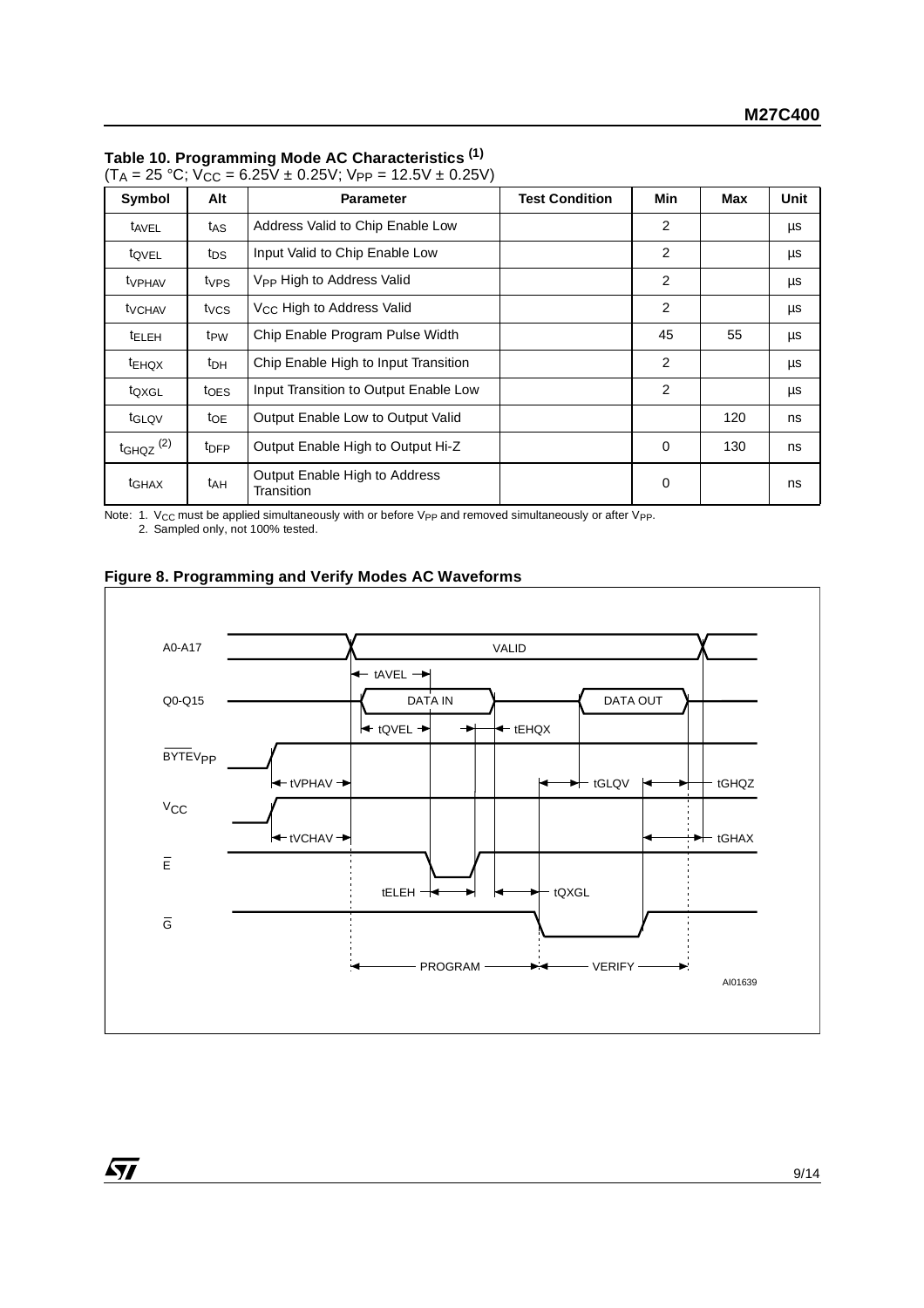**Table 10. Programming Mode AC Characteristics** [1]
($T_A$ = 25 °C; $V_{CC}$ = 6.25V ± 0.25V; $V_{PP}$ = 12.5V ± 0.25V)

| Symbol | Alt | Parameter | Test Condition | Min | Max | Unit |
|---|---|---|---|---|---|---|
| $t_{AVEL}$ | $t_{AS}$ | Address Valid to Chip Enable Low | | 2 | | µs |
| $t_{QVEL}$ | $t_{DS}$ | Input Valid to Chip Enable Low | | 2 | | µs |
| $t_{VPHAV}$ | $t_{VPS}$ | $V_{PP}$ High to Address Valid | | 2 | | µs |
| $t_{VCHAV}$ | $t_{VCS}$ | $V_{CC}$ High to Address Valid | | 2 | | µs |
| $t_{ELEH}$ | $t_{PW}$ | Chip Enable Program Pulse Width | | 45 | 55 | µs |
| $t_{EHQX}$ | $t_{DH}$ | Chip Enable High to Input Transition | | 2 | | µs |
| $t_{QXGL}$ | $t_{OES}$ | Input Transition to Output Enable Low | | 2 | | µs |
| $t_{GLQV}$ | $t_{OE}$ | Output Enable Low to Output Valid | | | 120 | ns |
| $t_{GHQZ}$ [2] | $t_{DFP}$ | Output Enable High to Output Hi-Z | | 0 | 130 | ns |
| $t_{GHAX}$ | $t_{AH}$ | Output Enable High to Address Transition | | 0 | | ns |

Note: 1. $V_{CC}$ must be applied simultaneously with or before $V_{PP}$ and removed simultaneously or after $V_{PP}$.
2. Sampled only, not 100% tested.

**Figure 8. Programming and Verify Modes AC Waveforms**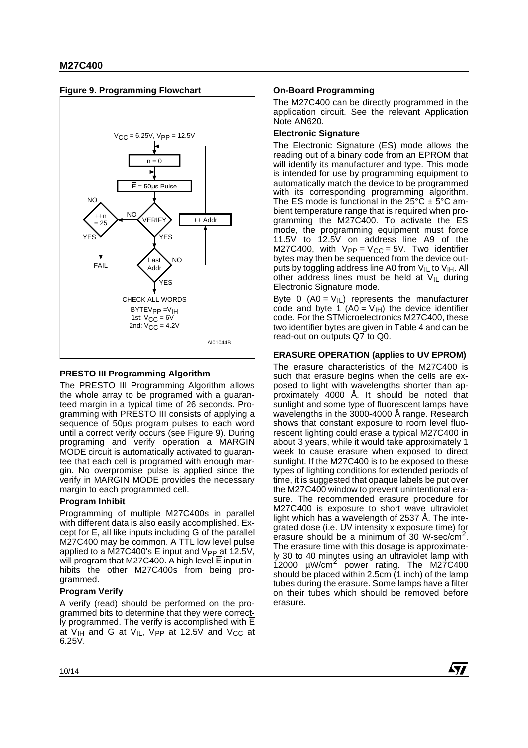**Figure 9. Programming Flowchart**

### PRESTO III Programming Algorithm

The PRESTO III Programming Algorithm allows the whole array to be programed with a guaranteed margin in a typical time of 26 seconds. Programming with PRESTO III consists of applying a sequence of 50µs program pulses to each word until a correct verify occurs (see Figure 9). During programing and verify operation a MARGIN MODE circuit is automatically activated to guarantee that each cell is programed with enough margin. No overpromise pulse is applied since the verify in MARGIN MODE provides the necessary margin to each programmed cell.

#### Program Inhibit

Programming of multiple M27C400s in parallel with different data is also easily accomplished. Except for $\overline{E}$, all like inputs including $\overline{G}$ of the parallel M27C400 may be common. A TTL low level pulse applied to a M27C400's $\overline{E}$ input and $V_{PP}$ at 12.5V, will program that M27C400. A high level $\overline{E}$ input inhibits the other M27C400s from being programmed.

#### Program Verify

A verify (read) should be performed on the programmed bits to determine that they were correctly programmed. The verify is accomplished with $\overline{E}$ at $V_{IH}$ and $\overline{G}$ at $V_{IL}$, $V_{PP}$ at 12.5V and $V_{CC}$ at 6.25V.

#### On-Board Programming

The M27C400 can be directly programmed in the application circuit. See the relevant Application Note AN620.

#### Electronic Signature

The Electronic Signature (ES) mode allows the reading out of a binary code from an EPROM that will identify its manufacturer and type. This mode is intended for use by programming equipment to automatically match the device to be programmed with its corresponding programming algorithm. The ES mode is functional in the 25°C ± 5°C ambient temperature range that is required when programming the M27C400. To activate the ES mode, the programming equipment must force 11.5V to 12.5V on address line A9 of the M27C400, with $V_{PP} = V_{CC} = 5V$. Two identifier bytes may then be sequenced from the device outputs by toggling address line A0 from $V_{IL}$ to $V_{IH}$. All other address lines must be held at $V_{IL}$ during Electronic Signature mode.

Byte 0 ($A0 = V_{IL}$) represents the manufacturer code and byte 1 ($A0 = V_{IH}$) the device identifier code. For the STMicroelectronics M27C400, these two identifier bytes are given in Table 4 and can be read-out on outputs Q7 to Q0.

### ERASURE OPERATION (applies to UV EPROM)

The erasure characteristics of the M27C400 is such that erasure begins when the cells are exposed to light with wavelengths shorter than approximately 4000 Å. It should be noted that sunlight and some type of fluorescent lamps have wavelengths in the 3000-4000 Å range. Research shows that constant exposure to room level fluorescent lighting could erase a typical M27C400 in about 3 years, while it would take approximately 1 week to cause erasure when exposed to direct sunlight. If the M27C400 is to be exposed to these types of lighting conditions for extended periods of time, it is suggested that opaque labels be put over the M27C400 window to prevent unintentional erasure. The recommended erasure procedure for M27C400 is exposure to short wave ultraviolet light which has a wavelength of 2537 Å. The integrated dose (i.e. UV intensity x exposure time) for erasure should be a minimum of 30 W-sec/cm$^2$. The erasure time with this dosage is approximately 30 to 40 minutes using an ultraviolet lamp with 12000 µW/cm$^2$ power rating. The M27C400 should be placed within 2.5cm (1 inch) of the lamp tubes during the erasure. Some lamps have a filter on their tubes which should be removed before erasure.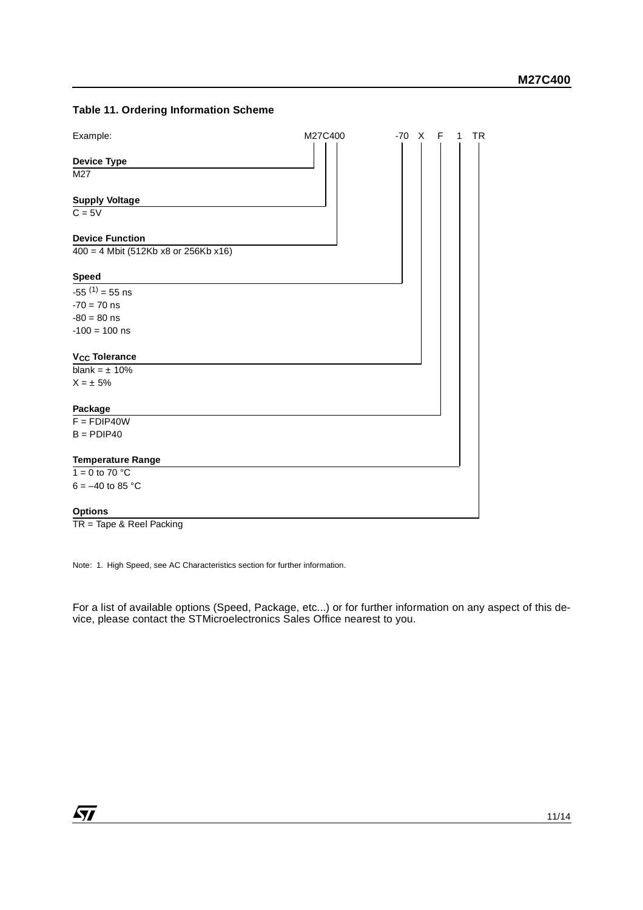**Table 11. Ordering Information Scheme**

Example: M27C400 -70 X F 1 TR

**Device Type**

M27

**Supply Voltage**

C = 5V

**Device Function**

400 = 4 Mbit (512Kb x8 or 256Kb x16)

**Speed**

-55 [(1)] = 55 ns

-70 = 70 ns

-80 = 80 ns

-100 = 100 ns

**$V_{CC}$ Tolerance**

blank = ± 10%

X = ± 5%

**Package**

F = FDIP40W

B = PDIP40

**Temperature Range**

1 = 0 to 70 °C

6 = –40 to 85 °C

**Options**

TR = Tape & Reel Packing

Note: 1. High Speed, see AC Characteristics section for further information.

For a list of available options (Speed, Package, etc...) or for further information on any aspect of this device, please contact the STMicroelectronics Sales Office nearest to you.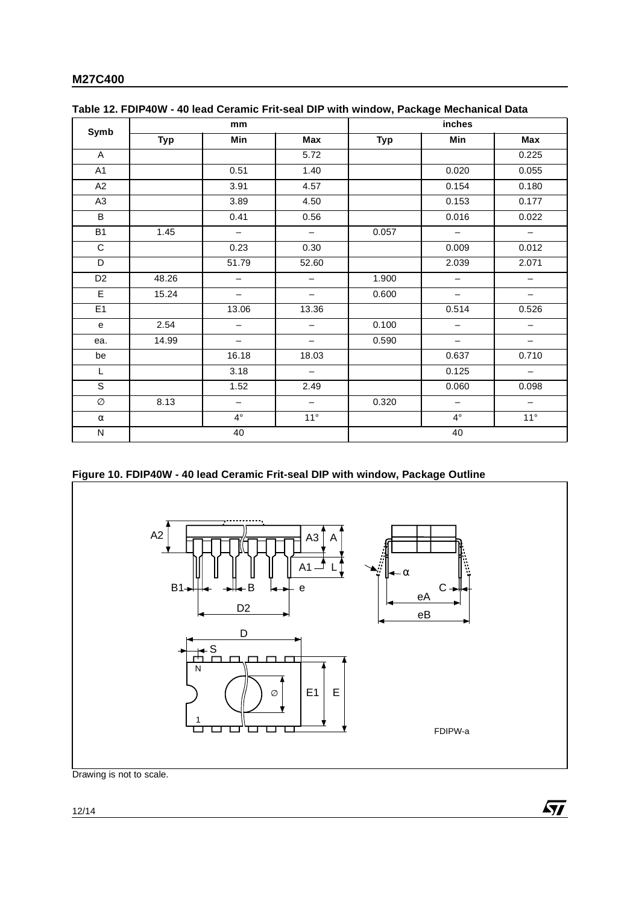**Table 12. FDIP40W - 40 lead Ceramic Frit-seal DIP with window, Package Mechanical Data**

| Symb | mm | | | inches | | |
|---|---|---|---|---|---|---|
| | Typ | Min | Max | Typ | Min | Max |
| A | | | 5.72 | | | 0.225 |
| A1 | | 0.51 | 1.40 | | 0.020 | 0.055 |
| A2 | | 3.91 | 4.57 | | 0.154 | 0.180 |
| A3 | | 3.89 | 4.50 | | 0.153 | 0.177 |
| B | | 0.41 | 0.56 | | 0.016 | 0.022 |
| B1 | 1.45 | – | – | 0.057 | – | – |
| C | | 0.23 | 0.30 | | 0.009 | 0.012 |
| D | | 51.79 | 52.60 | | 2.039 | 2.071 |
| D2 | 48.26 | – | – | 1.900 | – | – |
| E | 15.24 | – | – | 0.600 | – | – |
| E1 | | 13.06 | 13.36 | | 0.514 | 0.526 |
| e | 2.54 | – | – | 0.100 | – | – |
| ea. | 14.99 | – | – | 0.590 | – | – |
| be | | 16.18 | 18.03 | | 0.637 | 0.710 |
| L | | 3.18 | – | | 0.125 | – |
| S | | 1.52 | 2.49 | | 0.060 | 0.098 |
| ∅ | 8.13 | – | – | 0.320 | – | – |
| α | | 4° | 11° | | 4° | 11° |
| N | 40 | | | 40 | | |

**Figure 10. FDIP40W - 40 lead Ceramic Frit-seal DIP with window, Package Outline**

FDIPW-a

Drawing is not to scale.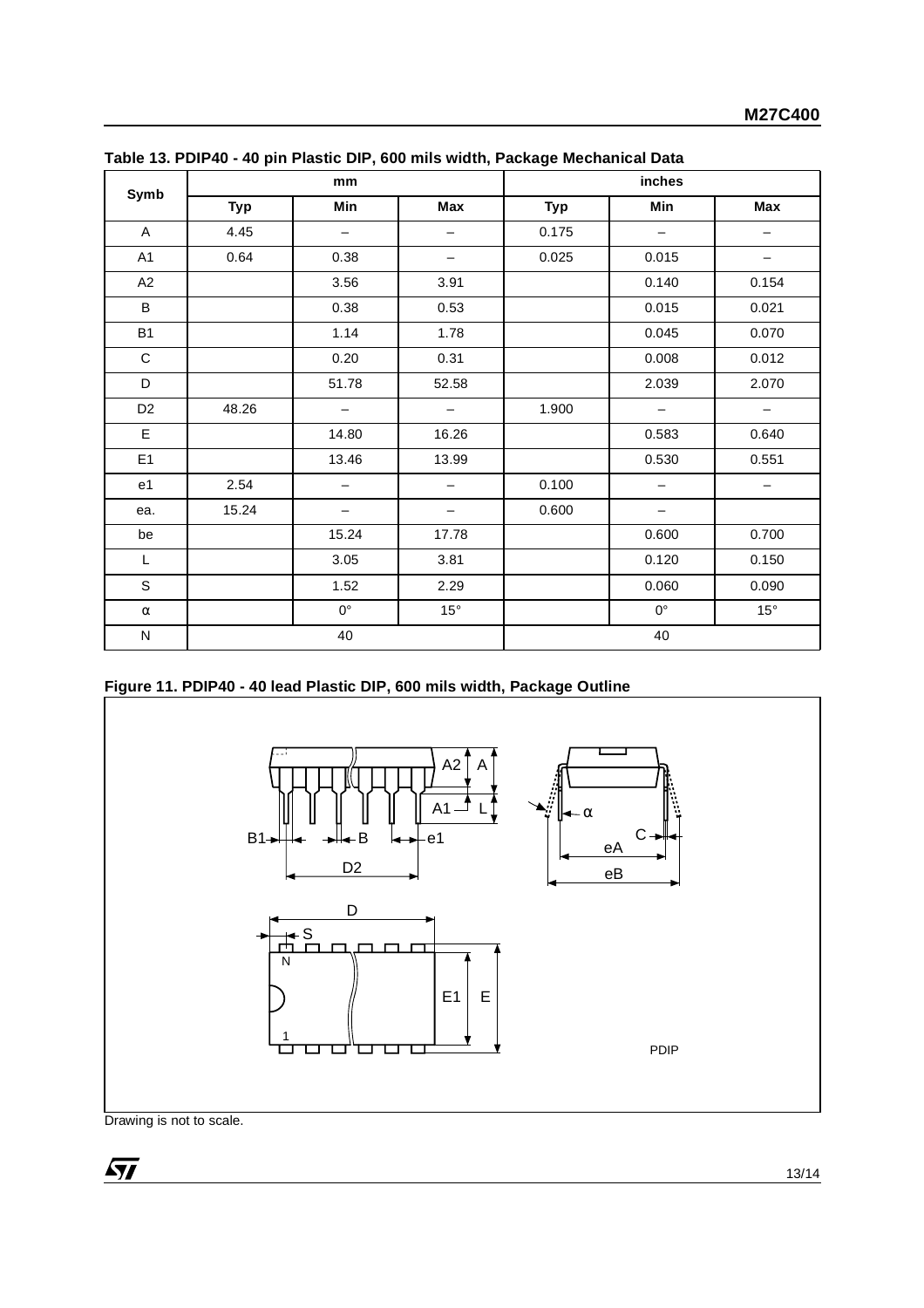**Table 13. PDIP40 - 40 pin Plastic DIP, 600 mils width, Package Mechanical Data**

| Symb | mm | | | inches | | |
|---|---|---|---|---|---|---|
| | Typ | Min | Max | Typ | Min | Max |
| A | 4.45 | – | – | 0.175 | – | – |
| A1 | 0.64 | 0.38 | – | 0.025 | 0.015 | – |
| A2 | | 3.56 | 3.91 | | 0.140 | 0.154 |
| B | | 0.38 | 0.53 | | 0.015 | 0.021 |
| B1 | | 1.14 | 1.78 | | 0.045 | 0.070 |
| C | | 0.20 | 0.31 | | 0.008 | 0.012 |
| D | | 51.78 | 52.58 | | 2.039 | 2.070 |
| D2 | 48.26 | – | – | 1.900 | – | – |
| E | | 14.80 | 16.26 | | 0.583 | 0.640 |
| E1 | | 13.46 | 13.99 | | 0.530 | 0.551 |
| e1 | 2.54 | – | – | 0.100 | – | – |
| ea. | 15.24 | – | – | 0.600 | – | |
| be | | 15.24 | 17.78 | | 0.600 | 0.700 |
| L | | 3.05 | 3.81 | | 0.120 | 0.150 |
| S | | 1.52 | 2.29 | | 0.060 | 0.090 |
| α | | 0° | 15° | | 0° | 15° |
| N | 40 | | | 40 | | |

**Figure 11. PDIP40 - 40 lead Plastic DIP, 600 mils width, Package Outline**

Drawing is not to scale.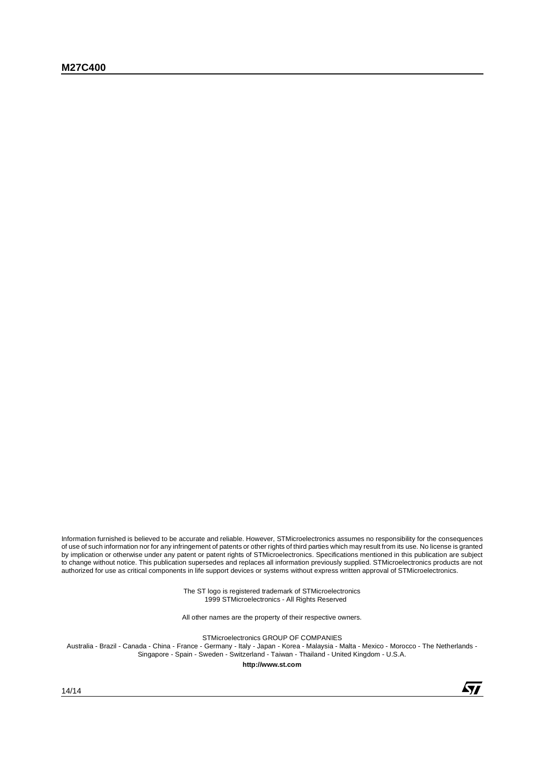Information furnished is believed to be accurate and reliable. However, STMicroelectronics assumes no responsibility for the consequences of use of such information nor for any infringement of patents or other rights of third parties which may result from its use. No license is granted by implication or otherwise under any patent or patent rights of STMicroelectronics. Specifications mentioned in this publication are subject to change without notice. This publication supersedes and replaces all information previously supplied. STMicroelectronics products are not authorized for use as critical components in life support devices or systems without express written approval of STMicroelectronics.

The ST logo is registered trademark of STMicroelectronics
1999 STMicroelectronics - All Rights Reserved

All other names are the property of their respective owners.

STMicroelectronics GROUP OF COMPANIES
Australia - Brazil - Canada - China - France - Germany - Italy - Japan - Korea - Malaysia - Malta - Mexico - Morocco - The Netherlands - Singapore - Spain - Sweden - Switzerland - Taiwan - Thailand - United Kingdom - U.S.A.

**http://www.st.com**